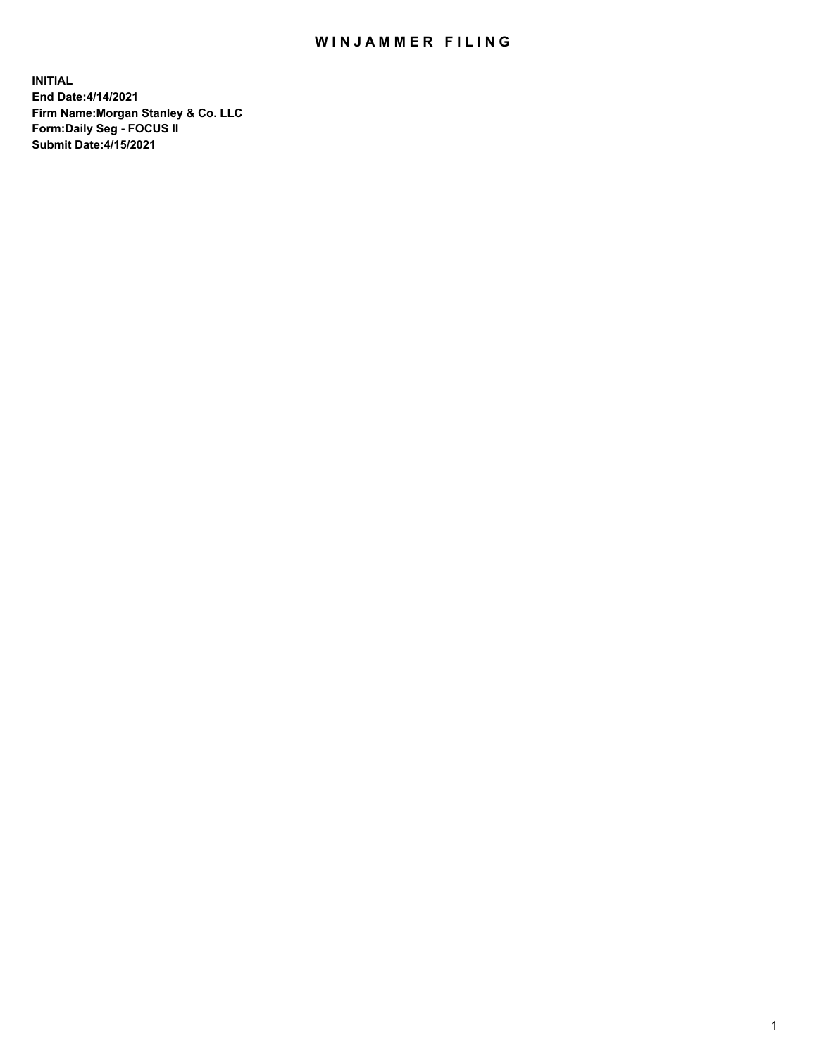# WINJAMMER FILING

**INITIAL**
**End Date:4/14/2021**
**Firm Name:Morgan Stanley & Co. LLC**
**Form:Daily Seg - FOCUS II**
**Submit Date:4/15/2021**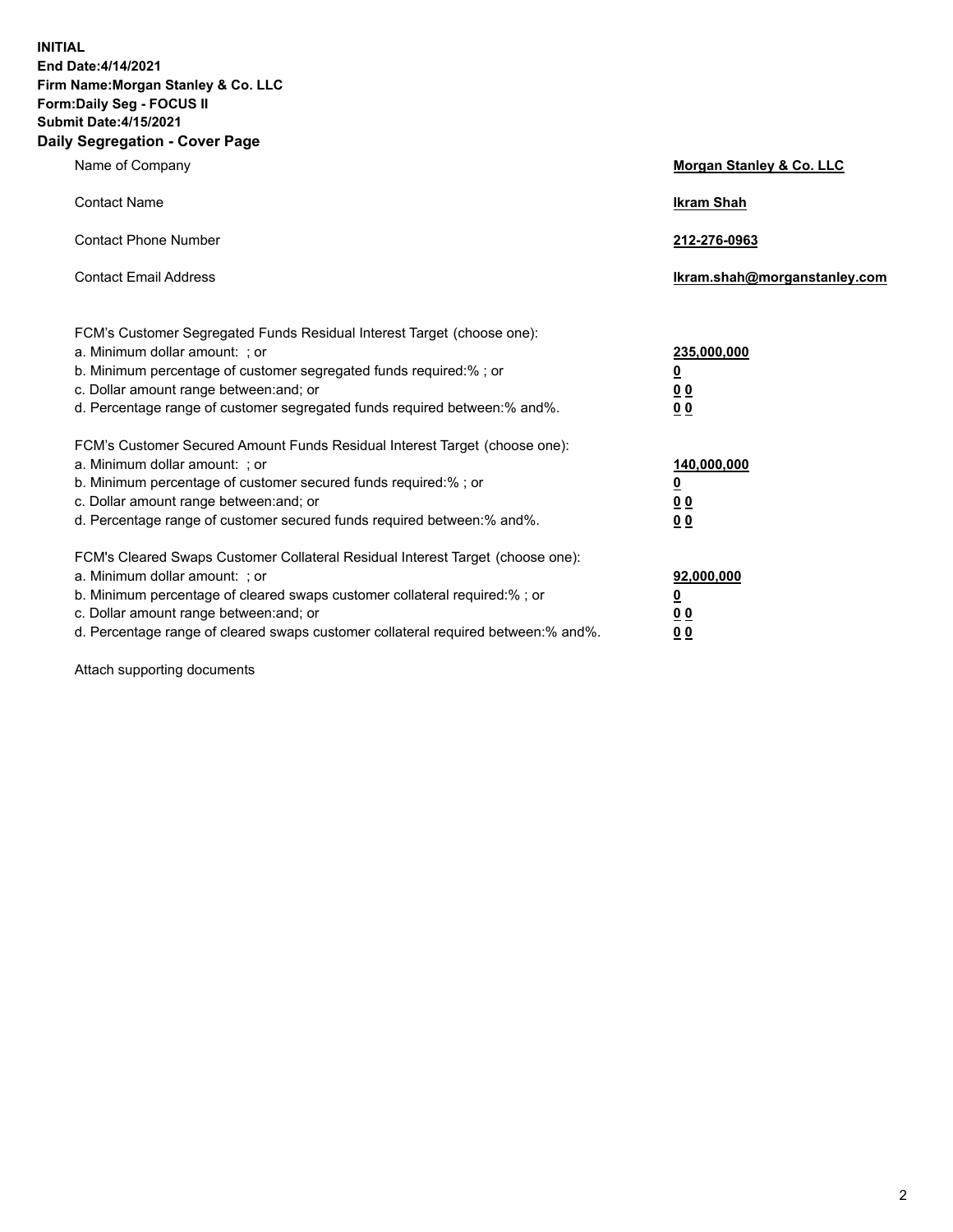**INITIAL**
**End Date:4/14/2021**
**Firm Name:Morgan Stanley & Co. LLC**
**Form:Daily Seg - FOCUS II**
**Submit Date:4/15/2021**
**Daily Segregation - Cover Page**

| | |
|---|---|
| Name of Company | **Morgan Stanley & Co. LLC** |
| Contact Name | **Ikram Shah** |
| Contact Phone Number | **212-276-0963** |
| Contact Email Address | **Ikram.shah@morganstanley.com** |

| | |
|---|---|
| FCM's Customer Segregated Funds Residual Interest Target (choose one): | |
| a. Minimum dollar amount: ; or | **235,000,000** |
| b. Minimum percentage of customer segregated funds required:% ; or | **0** |
| c. Dollar amount range between:and; or | **0 0** |
| d. Percentage range of customer segregated funds required between:% and%. | **0 0** |
| FCM's Customer Secured Amount Funds Residual Interest Target (choose one): | |
| a. Minimum dollar amount: ; or | **140,000,000** |
| b. Minimum percentage of customer secured funds required:% ; or | **0** |
| c. Dollar amount range between:and; or | **0 0** |
| d. Percentage range of customer secured funds required between:% and%. | **0 0** |
| FCM's Cleared Swaps Customer Collateral Residual Interest Target (choose one): | |
| a. Minimum dollar amount: ; or | **92,000,000** |
| b. Minimum percentage of cleared swaps customer collateral required:% ; or | **0** |
| c. Dollar amount range between:and; or | **0 0** |
| d. Percentage range of cleared swaps customer collateral required between:% and%. | **0 0** |

Attach supporting documents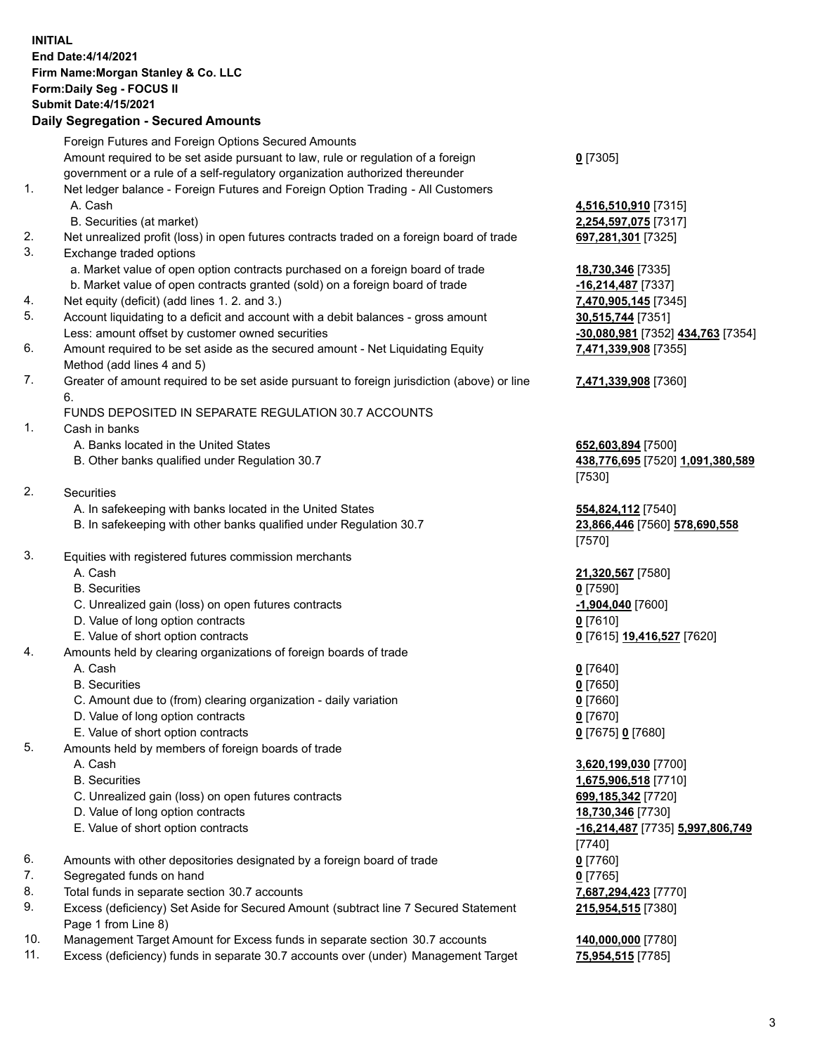**INITIAL**
**End Date:4/14/2021**
**Firm Name:Morgan Stanley & Co. LLC**
**Form:Daily Seg - FOCUS II**
**Submit Date:4/15/2021**

## Daily Segregation - Secured Amounts

| | | |
|---|---|---|
| | Foreign Futures and Foreign Options Secured Amounts | |
| | Amount required to be set aside pursuant to law, rule or regulation of a foreign government or a rule of a self-regulatory organization authorized thereunder | **0** [7305] |
| 1. | Net ledger balance - Foreign Futures and Foreign Option Trading - All Customers | |
| | A. Cash | **4,516,510,910** [7315] |
| | B. Securities (at market) | **2,254,597,075** [7317] |
| 2. | Net unrealized profit (loss) in open futures contracts traded on a foreign board of trade | **697,281,301** [7325] |
| 3. | Exchange traded options | |
| | a. Market value of open option contracts purchased on a foreign board of trade | **18,730,346** [7335] |
| | b. Market value of open contracts granted (sold) on a foreign board of trade | **-16,214,487** [7337] |
| 4. | Net equity (deficit) (add lines 1. 2. and 3.) | **7,470,905,145** [7345] |
| 5. | Account liquidating to a deficit and account with a debit balances - gross amount | **30,515,744** [7351] |
| | Less: amount offset by customer owned securities | **-30,080,981** [7352] **434,763** [7354] |
| 6. | Amount required to be set aside as the secured amount - Net Liquidating Equity Method (add lines 4 and 5) | **7,471,339,908** [7355] |
| 7. | Greater of amount required to be set aside pursuant to foreign jurisdiction (above) or line 6. | **7,471,339,908** [7360] |
| | FUNDS DEPOSITED IN SEPARATE REGULATION 30.7 ACCOUNTS | |
| 1. | Cash in banks | |
| | A. Banks located in the United States | **652,603,894** [7500] |
| | B. Other banks qualified under Regulation 30.7 | **438,776,695** [7520] **1,091,380,589** [7530] |
| 2. | Securities | |
| | A. In safekeeping with banks located in the United States | **554,824,112** [7540] |
| | B. In safekeeping with other banks qualified under Regulation 30.7 | **23,866,446** [7560] **578,690,558** [7570] |
| 3. | Equities with registered futures commission merchants | |
| | A. Cash | **21,320,567** [7580] |
| | B. Securities | **0** [7590] |
| | C. Unrealized gain (loss) on open futures contracts | **-1,904,040** [7600] |
| | D. Value of long option contracts | **0** [7610] |
| | E. Value of short option contracts | **0** [7615] **19,416,527** [7620] |
| 4. | Amounts held by clearing organizations of foreign boards of trade | |
| | A. Cash | **0** [7640] |
| | B. Securities | **0** [7650] |
| | C. Amount due to (from) clearing organization - daily variation | **0** [7660] |
| | D. Value of long option contracts | **0** [7670] |
| | E. Value of short option contracts | **0** [7675] **0** [7680] |
| 5. | Amounts held by members of foreign boards of trade | |
| | A. Cash | **3,620,199,030** [7700] |
| | B. Securities | **1,675,906,518** [7710] |
| | C. Unrealized gain (loss) on open futures contracts | **699,185,342** [7720] |
| | D. Value of long option contracts | **18,730,346** [7730] |
| | E. Value of short option contracts | **-16,214,487** [7735] **5,997,806,749** [7740] |
| 6. | Amounts with other depositories designated by a foreign board of trade | **0** [7760] |
| 7. | Segregated funds on hand | **0** [7765] |
| 8. | Total funds in separate section 30.7 accounts | **7,687,294,423** [7770] |
| 9. | Excess (deficiency) Set Aside for Secured Amount (subtract line 7 Secured Statement Page 1 from Line 8) | **215,954,515** [7380] |
| 10. | Management Target Amount for Excess funds in separate section 30.7 accounts | **140,000,000** [7780] |
| 11. | Excess (deficiency) funds in separate 30.7 accounts over (under) Management Target | **75,954,515** [7785] |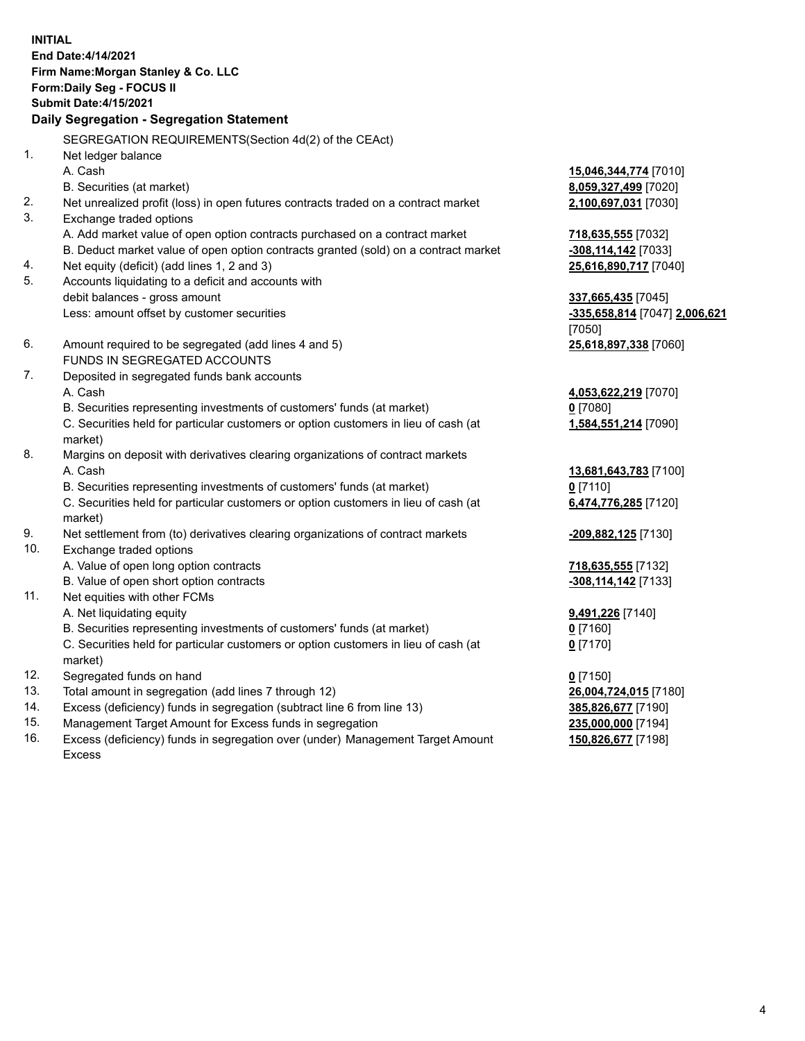**INITIAL**
**End Date:4/14/2021**
**Firm Name:Morgan Stanley & Co. LLC**
**Form:Daily Seg - FOCUS II**
**Submit Date:4/15/2021**

## Daily Segregation - Segregation Statement

SEGREGATION REQUIREMENTS(Section 4d(2) of the CEAct)

| | | |
|---|---|---|
| 1. | Net ledger balance | |
| | A. Cash | **15,046,344,774** [7010] |
| | B. Securities (at market) | **8,059,327,499** [7020] |
| 2. | Net unrealized profit (loss) in open futures contracts traded on a contract market | **2,100,697,031** [7030] |
| 3. | Exchange traded options | |
| | A. Add market value of open option contracts purchased on a contract market | **718,635,555** [7032] |
| | B. Deduct market value of open option contracts granted (sold) on a contract market | **-308,114,142** [7033] |
| 4. | Net equity (deficit) (add lines 1, 2 and 3) | **25,616,890,717** [7040] |
| 5. | Accounts liquidating to a deficit and accounts with debit balances - gross amount | **337,665,435** [7045] |
| | Less: amount offset by customer securities | **-335,658,814** [7047] **2,006,621** [7050] |
| 6. | Amount required to be segregated (add lines 4 and 5) | **25,618,897,338** [7060] |
| | FUNDS IN SEGREGATED ACCOUNTS | |
| 7. | Deposited in segregated funds bank accounts | |
| | A. Cash | **4,053,622,219** [7070] |
| | B. Securities representing investments of customers' funds (at market) | **0** [7080] |
| | C. Securities held for particular customers or option customers in lieu of cash (at market) | **1,584,551,214** [7090] |
| 8. | Margins on deposit with derivatives clearing organizations of contract markets | |
| | A. Cash | **13,681,643,783** [7100] |
| | B. Securities representing investments of customers' funds (at market) | **0** [7110] |
| | C. Securities held for particular customers or option customers in lieu of cash (at market) | **6,474,776,285** [7120] |
| 9. | Net settlement from (to) derivatives clearing organizations of contract markets | **-209,882,125** [7130] |
| 10. | Exchange traded options | |
| | A. Value of open long option contracts | **718,635,555** [7132] |
| | B. Value of open short option contracts | **-308,114,142** [7133] |
| 11. | Net equities with other FCMs | |
| | A. Net liquidating equity | **9,491,226** [7140] |
| | B. Securities representing investments of customers' funds (at market) | **0** [7160] |
| | C. Securities held for particular customers or option customers in lieu of cash (at market) | **0** [7170] |
| 12. | Segregated funds on hand | **0** [7150] |
| 13. | Total amount in segregation (add lines 7 through 12) | **26,004,724,015** [7180] |
| 14. | Excess (deficiency) funds in segregation (subtract line 6 from line 13) | **385,826,677** [7190] |
| 15. | Management Target Amount for Excess funds in segregation | **235,000,000** [7194] |
| 16. | Excess (deficiency) funds in segregation over (under) Management Target Amount Excess | **150,826,677** [7198] |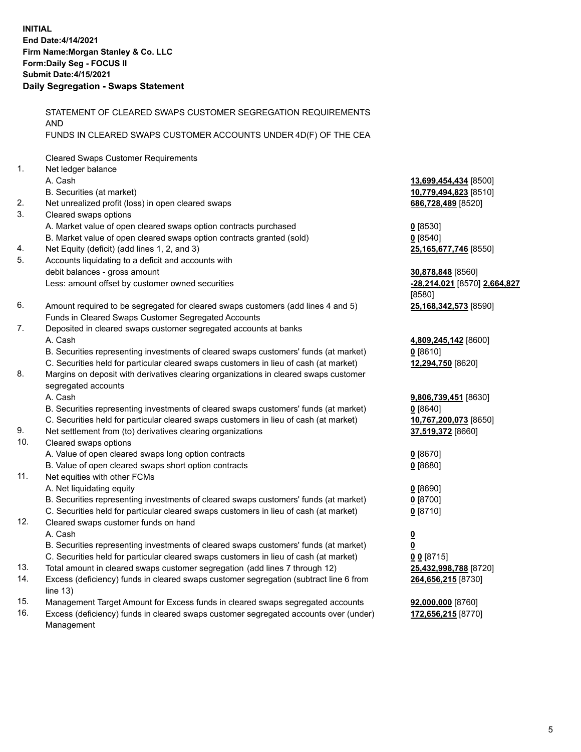**INITIAL**
**End Date:4/14/2021**
**Firm Name:Morgan Stanley & Co. LLC**
**Form:Daily Seg - FOCUS II**
**Submit Date:4/15/2021**
**Daily Segregation - Swaps Statement**

STATEMENT OF CLEARED SWAPS CUSTOMER SEGREGATION REQUIREMENTS AND FUNDS IN CLEARED SWAPS CUSTOMER ACCOUNTS UNDER 4D(F) OF THE CEA

| | | |
|---|---|---|
| | Cleared Swaps Customer Requirements | |
| 1. | Net ledger balance | |
| | A. Cash | **13,699,454,434** [8500] |
| | B. Securities (at market) | **10,779,494,823** [8510] |
| 2. | Net unrealized profit (loss) in open cleared swaps | **686,728,489** [8520] |
| 3. | Cleared swaps options | |
| | A. Market value of open cleared swaps option contracts purchased | **0** [8530] |
| | B. Market value of open cleared swaps option contracts granted (sold) | **0** [8540] |
| 4. | Net Equity (deficit) (add lines 1, 2, and 3) | **25,165,677,746** [8550] |
| 5. | Accounts liquidating to a deficit and accounts with debit balances - gross amount | **30,878,848** [8560] |
| | Less: amount offset by customer owned securities | **-28,214,021** [8570] **2,664,827** [8580] |
| 6. | Amount required to be segregated for cleared swaps customers (add lines 4 and 5) | **25,168,342,573** [8590] |
| | Funds in Cleared Swaps Customer Segregated Accounts | |
| 7. | Deposited in cleared swaps customer segregated accounts at banks | |
| | A. Cash | **4,809,245,142** [8600] |
| | B. Securities representing investments of cleared swaps customers' funds (at market) | **0** [8610] |
| | C. Securities held for particular cleared swaps customers in lieu of cash (at market) | **12,294,750** [8620] |
| 8. | Margins on deposit with derivatives clearing organizations in cleared swaps customer segregated accounts | |
| | A. Cash | **9,806,739,451** [8630] |
| | B. Securities representing investments of cleared swaps customers' funds (at market) | **0** [8640] |
| | C. Securities held for particular cleared swaps customers in lieu of cash (at market) | **10,767,200,073** [8650] |
| 9. | Net settlement from (to) derivatives clearing organizations | **37,519,372** [8660] |
| 10. | Cleared swaps options | |
| | A. Value of open cleared swaps long option contracts | **0** [8670] |
| | B. Value of open cleared swaps short option contracts | **0** [8680] |
| 11. | Net equities with other FCMs | |
| | A. Net liquidating equity | **0** [8690] |
| | B. Securities representing investments of cleared swaps customers' funds (at market) | **0** [8700] |
| | C. Securities held for particular cleared swaps customers in lieu of cash (at market) | **0** [8710] |
| 12. | Cleared swaps customer funds on hand | |
| | A. Cash | **0** |
| | B. Securities representing investments of cleared swaps customers' funds (at market) | **0** |
| | C. Securities held for particular cleared swaps customers in lieu of cash (at market) | **0** **0** [8715] |
| 13. | Total amount in cleared swaps customer segregation (add lines 7 through 12) | **25,432,998,788** [8720] |
| 14. | Excess (deficiency) funds in cleared swaps customer segregation (subtract line 6 from line 13) | **264,656,215** [8730] |
| 15. | Management Target Amount for Excess funds in cleared swaps segregated accounts | **92,000,000** [8760] |
| 16. | Excess (deficiency) funds in cleared swaps customer segregated accounts over (under) Management | **172,656,215** [8770] |